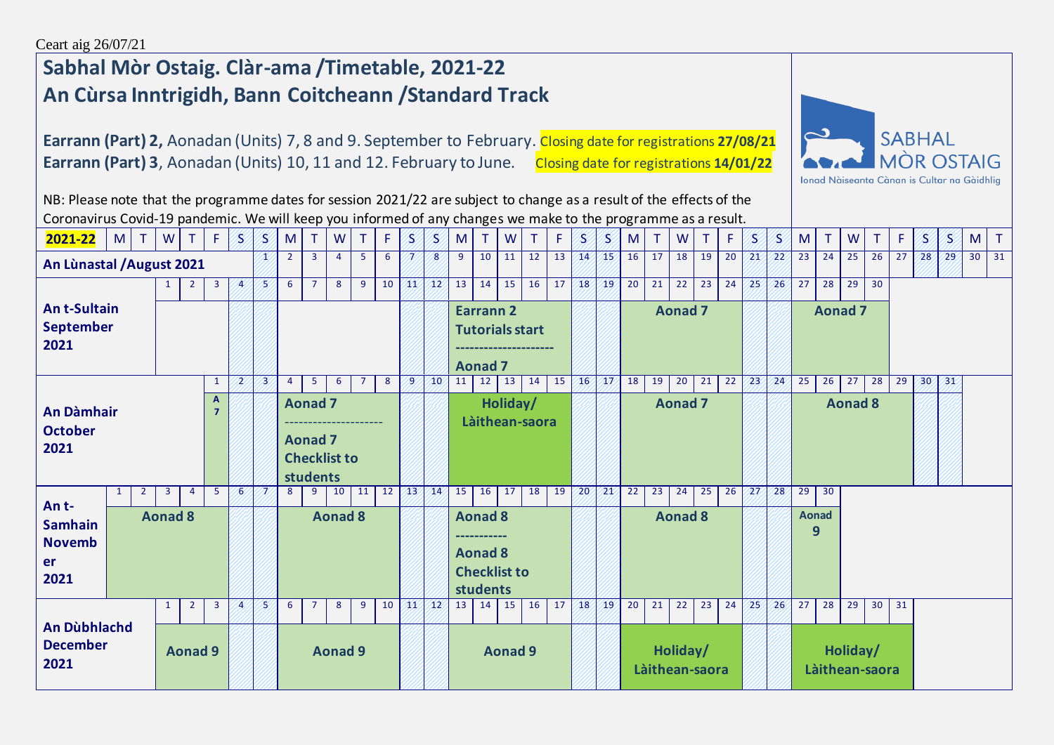Ceart aig 26/07/21

# Sabhal Mòr Ostaig. Clàr-ama /Timetable, 2021-22

## An Cùrsa Inntrigidh, Bann Coitcheann /Standard Track

**Earrann (Part) 2,** Aonadan (Units) 7, 8 and 9. September to February. Closing date for registrations **27/08/21**

**Earrann (Part) 3**, Aonadan (Units) 10, 11 and 12. February to June. Closing date for registrations **14/01/22**

SABHAL MÒR OSTAIG
Ionad Nàiseanta Cànan is Cultar na Gàidhlig

NB: Please note that the programme dates for session 2021/22 are subject to change as a result of the effects of the Coronavirus Covid-19 pandemic. We will keep you informed of any changes we make to the programme as a result.

| **2021-22** | M | T | W | T | F | S | S | M | T | W | T | F | S | S | M | T | W | T | F | S | S | M | T | W | T | F | S | S | M | T | W | T | F | S | S | M | T |
|---|---|---|---|---|---|---|---|---|---|---|---|---|---|---|---|---|---|---|---|---|---|---|---|---|---|---|---|---|---|---|---|---|---|---|---|---|---|
| **An Lùnastal /August 2021** | | | | | | | 1 | 2 | 3 | 4 | 5 | 6 | 7 | 8 | 9 | 10 | 11 | 12 | 13 | 14 | 15 | 16 | 17 | 18 | 19 | 20 | 21 | 22 | 23 | 24 | 25 | 26 | 27 | 28 | 29 | 30 | 31 |
| **An t-Sultain September 2021** | | | 1 | 2 | 3 | 4 | 5 | 6 | 7 | 8 | 9 | 10 | 11 | 12 | 13 | 14 | 15 | 16 | 17 | 18 | 19 | 20 | 21 | 22 | 23 | 24 | 25 | 26 | 27 | 28 | 29 | 30 | | | | | |
| | | | | | | | | | | | | | | | **Earrann 2 Tutorials start -------------------- Aonad 7** | | | | | | | **Aonad 7** | | | | | | | **Aonad 7** | | | | | | | | |
| **An Dàmhair October 2021** | | | | | 1 | 2 | 3 | 4 | 5 | 6 | 7 | 8 | 9 | 10 | 11 | 12 | 13 | 14 | 15 | 16 | 17 | 18 | 19 | 20 | 21 | 22 | 23 | 24 | 25 | 26 | 27 | 28 | 29 | 30 | 31 | | |
| | | | | | **A 7** | | | **Aonad 7 --------------------- Aonad 7 Checklist to students** | | | | | | | **Holiday/ Làithean-saora** | | | | | | | **Aonad 7** | | | | | | | **Aonad 8** | | | | | | | | |
| **An t-Samhain November 2021** | 1 | 2 | 3 | 4 | 5 | 6 | 7 | 8 | 9 | 10 | 11 | 12 | 13 | 14 | 15 | 16 | 17 | 18 | 19 | 20 | 21 | 22 | 23 | 24 | 25 | 26 | 27 | 28 | 29 | 30 | | | | | | | |
| | **Aonad 8** | | | | | | | **Aonad 8** | | | | | | | **Aonad 8 ----------- Aonad 8 Checklist to students** | | | | | | | **Aonad 8** | | | | | | | **Aonad 9** | | | | | | | | |
| **An Dùbhlachd December 2021** | | | 1 | 2 | 3 | 4 | 5 | 6 | 7 | 8 | 9 | 10 | 11 | 12 | 13 | 14 | 15 | 16 | 17 | 18 | 19 | 20 | 21 | 22 | 23 | 24 | 25 | 26 | 27 | 28 | 29 | 30 | 31 | | | | |
| | | | **Aonad 9** | | | | | **Aonad 9** | | | | | | | **Aonad 9** | | | | | | | **Holiday/ Làithean-saora** | | | | | | | **Holiday/ Làithean-saora** | | | | | | | | |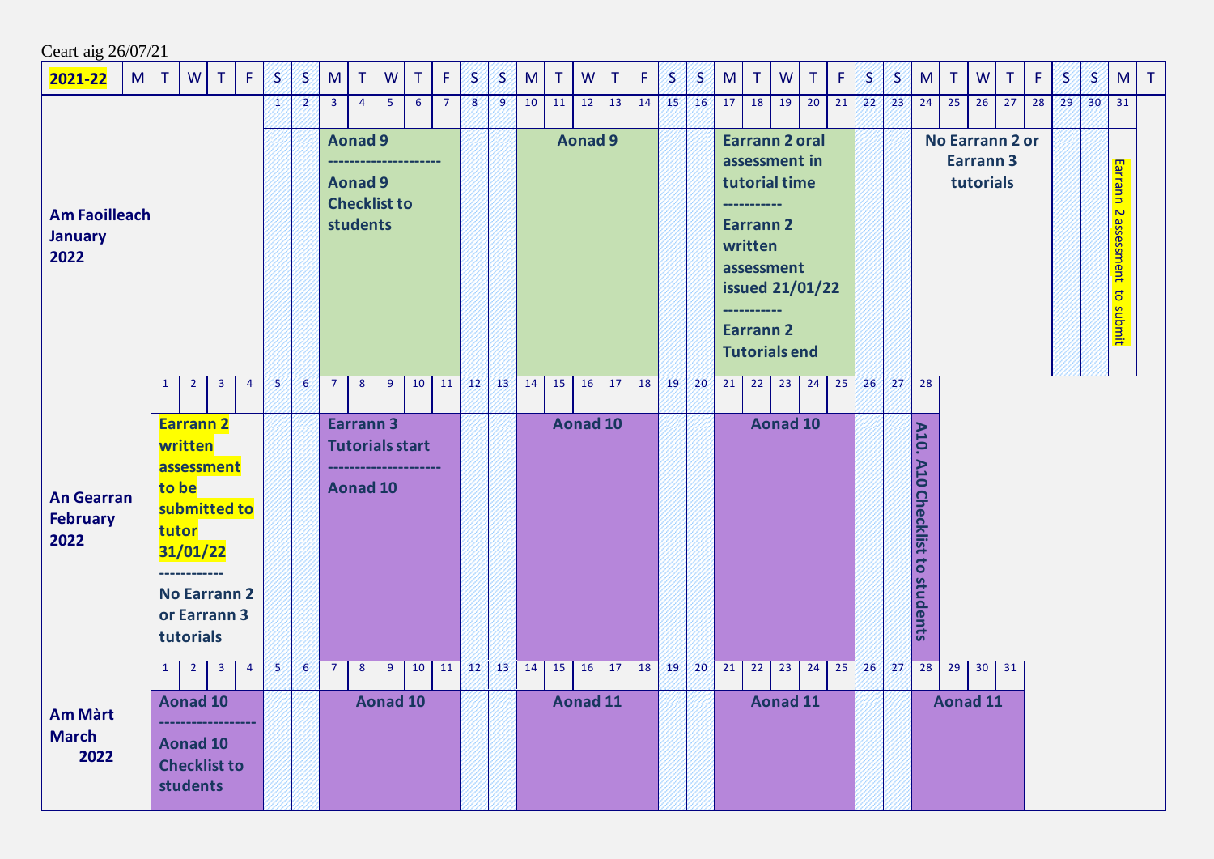Ceart aig 26/07/21

| 2021-22 | M | T | W | T | F | S | S | M | T | W | T | F | S | S | M | T | W | T | F | S | S | M | T | W | T | F | S | S | M | T | W | T | F | S | S | M | T |
|---|---|---|---|---|---|---|---|---|---|---|---|---|---|---|---|---|---|---|---|---|---|---|---|---|---|---|---|---|---|---|---|---|---|---|---|---|---|
| **Am Faoilleach January 2022** | | | | | | 1 | 2 | 3 | 4 | 5 | 6 | 7 | 8 | 9 | 10 | 11 | 12 | 13 | 14 | 15 | 16 | 17 | 18 | 19 | 20 | 21 | 22 | 23 | 24 | 25 | 26 | 27 | 28 | 29 | 30 | 31 | |
| | | | | | | | | **Aonad 9** -------------------- **Aonad 9 Checklist to students** | | | | | | | **Aonad 9** | | | | | | | **Earrann 2 oral assessment in tutorial time** ----------- **Earrann 2 written assessment issued 21/01/22** ----------- **Earrann 2 Tutorials end** | | | | | | | **No Earrann 2 or Earrann 3 tutorials** | | | | | | | Earrann 2 assessment to submit | |
| **An Gearran February 2022** | | 1 | 2 | 3 | 4 | 5 | 6 | 7 | 8 | 9 | 10 | 11 | 12 | 13 | 14 | 15 | 16 | 17 | 18 | 19 | 20 | 21 | 22 | 23 | 24 | 25 | 26 | 27 | 28 | | | | | | | | |
| | | **Earrann 2 written assessment to be submitted to tutor 31/01/22** ------------ **No Earrann 2 or Earrann 3 tutorials** | | | | | | **Earrann 3 Tutorials start** -------------------- **Aonad 10** | | | | | | | **Aonad 10** | | | | | | | **Aonad 10** | | | | | | | **A10. A10 Checklist to students** | | | | | | | | |
| **Am Màrt March 2022** | | 1 | 2 | 3 | 4 | 5 | 6 | 7 | 8 | 9 | 10 | 11 | 12 | 13 | 14 | 15 | 16 | 17 | 18 | 19 | 20 | 21 | 22 | 23 | 24 | 25 | 26 | 27 | 28 | 29 | 30 | 31 | | | | | |
| | | **Aonad 10** ----------------- **Aonad 10 Checklist to students** | | | | | | **Aonad 10** | | | | | | | **Aonad 11** | | | | | | | **Aonad 11** | | | | | | | **Aonad 11** | | | | | | | |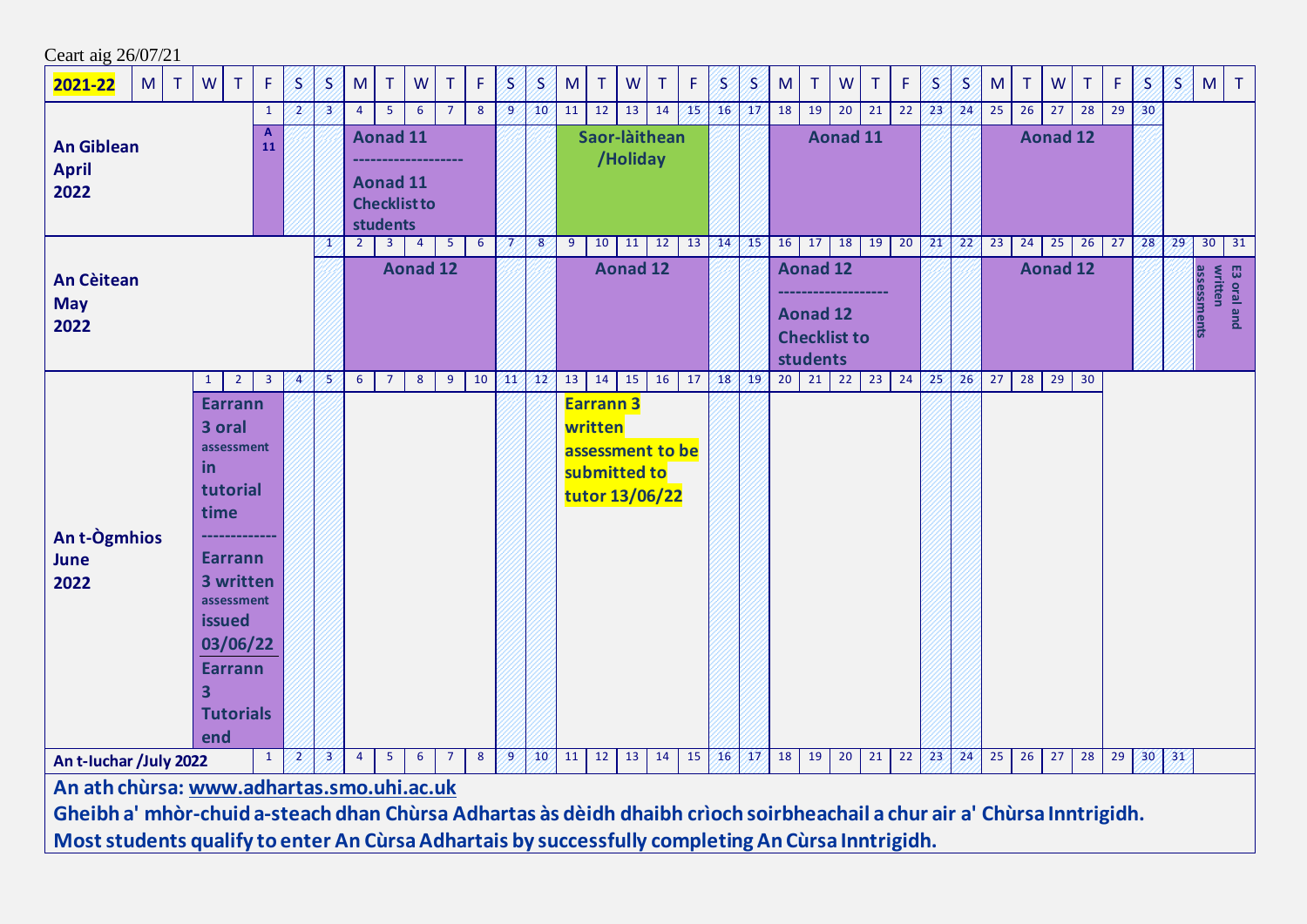Ceart aig 26/07/21

| 2021-22 | M | T | W | T | F | S | S | M | T | W | T | F | S | S | M | T | W | T | F | S | S | M | T | W | T | F | S | S | M | T | W | T | F | S | S | M | T |
|---|---|---|---|---|---|---|---|---|---|---|---|---|---|---|---|---|---|---|---|---|---|---|---|---|---|---|---|---|---|---|---|---|---|---|---|---|---|
| **An Giblean April 2022** | | | | | 1 | 2 | 3 | 4 | 5 | 6 | 7 | 8 | 9 | 10 | 11 | 12 | 13 | 14 | 15 | 16 | 17 | 18 | 19 | 20 | 21 | 22 | 23 | 24 | 25 | 26 | 27 | 28 | 29 | 30 | | | |
| | | | | | A 11 | | | Aonad 11 ------------------- Aonad 11 Checklist to students | | | | | | | Saor-làithean /Holiday | | | | | | | Aonad 11 | | | | | | | Aonad 12 | | | | | | | | |
| **An Cèitean May 2022** | | | | | | | 1 | 2 | 3 | 4 | 5 | 6 | 7 | 8 | 9 | 10 | 11 | 12 | 13 | 14 | 15 | 16 | 17 | 18 | 19 | 20 | 21 | 22 | 23 | 24 | 25 | 26 | 27 | 28 | 29 | 30 | 31 |
| | | | | | | | | Aonad 12 | | | | | | | Aonad 12 | | | | | | | Aonad 12 ------------------- Aonad 12 Checklist to students | | | | | | | Aonad 12 | | | | | | | E3 oral and written assessments | |
| **An t-Ògmhios June 2022** | | | 1 | 2 | 3 | 4 | 5 | 6 | 7 | 8 | 9 | 10 | 11 | 12 | 13 | 14 | 15 | 16 | 17 | 18 | 19 | 20 | 21 | 22 | 23 | 24 | 25 | 26 | 27 | 28 | 29 | 30 | | | | | |
| | | | Earrann 3 oral assessment in tutorial time ------------- Earrann 3 written assessment issued 03/06/22 Earrann 3 Tutorials end | | | | | | | | | | | | Earrann 3 written assessment to be submitted to tutor 13/06/22 | | | | | | | | | | | | | | | | | | | | | | |
| **An t-Iuchar /July 2022** | | | | | 1 | 2 | 3 | 4 | 5 | 6 | 7 | 8 | 9 | 10 | 11 | 12 | 13 | 14 | 15 | 16 | 17 | 18 | 19 | 20 | 21 | 22 | 23 | 24 | 25 | 26 | 27 | 28 | 29 | 30 | 31 | | |

**An ath chùrsa: www.adhartas.smo.uhi.ac.uk**

**Gheibh a' mhòr-chuid a-steach dhan Chùrsa Adhartas às dèidh dhaibh crìoch soirbheachail a chur air a' Chùrsa Inntrigidh.**

**Most students qualify to enter An Cùrsa Adhartais by successfully completing An Cùrsa Inntrigidh.**